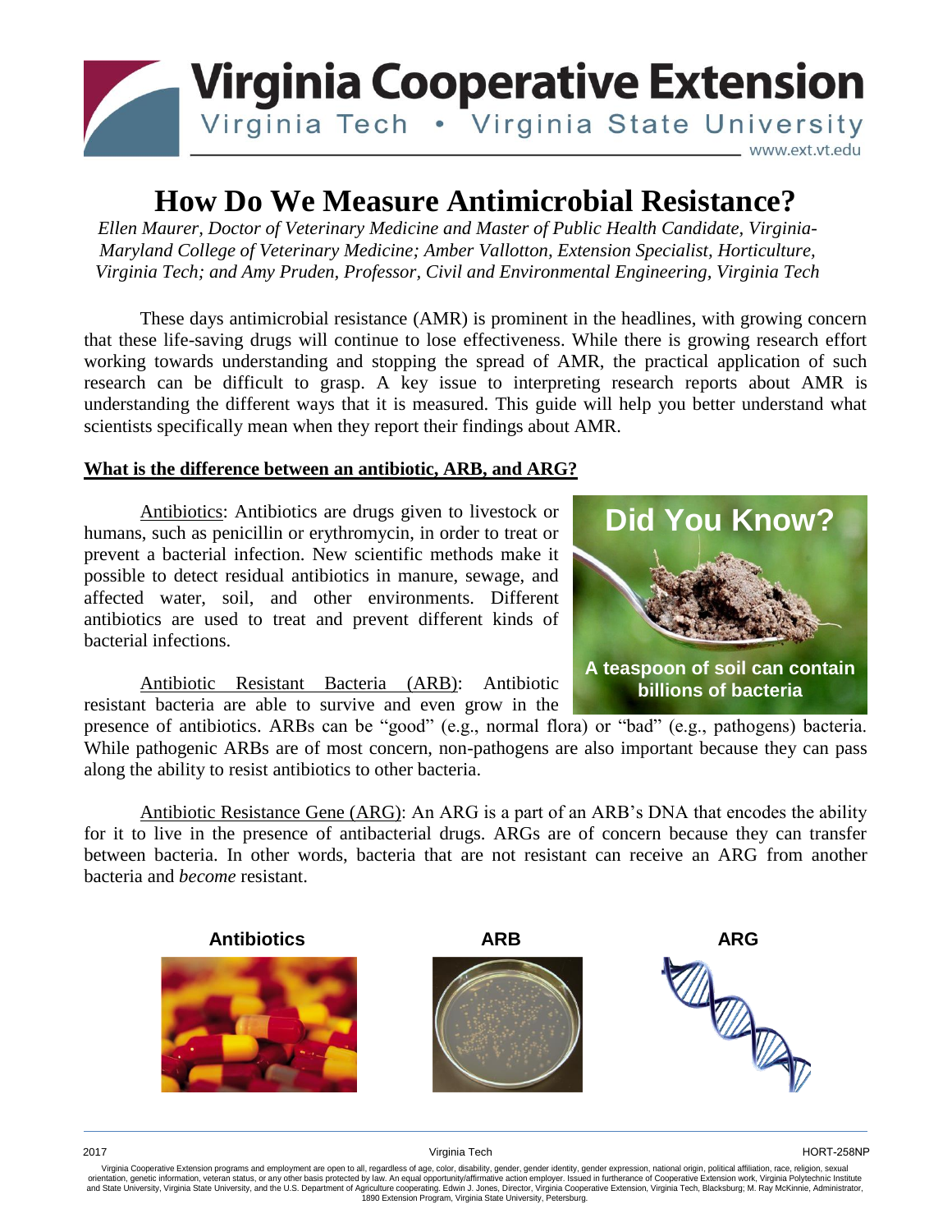# How Do We Measure Antimicrobial Resistance?

*Ellen Maurer, Doctor of Veterinary Medicine and Master of Public Health Candidate, Virginia-Maryland College of Veterinary Medicine; Amber Vallotton, Extension Specialist, Horticulture, Virginia Tech; and Amy Pruden, Professor, Civil and Environmental Engineering, Virginia Tech*

These days antimicrobial resistance (AMR) is prominent in the headlines, with growing concern that these life-saving drugs will continue to lose effectiveness. While there is growing research effort working towards understanding and stopping the spread of AMR, the practical application of such research can be difficult to grasp. A key issue to interpreting research reports about AMR is understanding the different ways that it is measured. This guide will help you better understand what scientists specifically mean when they report their findings about AMR.

## What is the difference between an antibiotic, ARB, and ARG?

Antibiotics: Antibiotics are drugs given to livestock or humans, such as penicillin or erythromycin, in order to treat or prevent a bacterial infection. New scientific methods make it possible to detect residual antibiotics in manure, sewage, and affected water, soil, and other environments. Different antibiotics are used to treat and prevent different kinds of bacterial infections.

**Did You Know?**

**A teaspoon of soil can contain billions of bacteria**

Antibiotic Resistant Bacteria (ARB): Antibiotic resistant bacteria are able to survive and even grow in the presence of antibiotics. ARBs can be "good" (e.g., normal flora) or "bad" (e.g., pathogens) bacteria. While pathogenic ARBs are of most concern, non-pathogens are also important because they can pass along the ability to resist antibiotics to other bacteria.

Antibiotic Resistance Gene (ARG): An ARG is a part of an ARB's DNA that encodes the ability for it to live in the presence of antibacterial drugs. ARGs are of concern because they can transfer between bacteria. In other words, bacteria that are not resistant can receive an ARG from another bacteria and *become* resistant.

**Antibiotics** **ARB** **ARG**

2017 Virginia Tech HORT-258NP

Virginia Cooperative Extension programs and employment are open to all, regardless of age, color, disability, gender, gender identity, gender expression, national origin, political affiliation, race, religion, sexual orientation, genetic information, veteran status, or any other basis protected by law. An equal opportunity/affirmative action employer. Issued in furtherance of Cooperative Extension work, Virginia Polytechnic Institute and State University, Virginia State University, and the U.S. Department of Agriculture cooperating. Edwin J. Jones, Director, Virginia Cooperative Extension, Virginia Tech, Blacksburg; M. Ray McKinnie, Administrator, 1890 Extension Program, Virginia State University, Petersburg.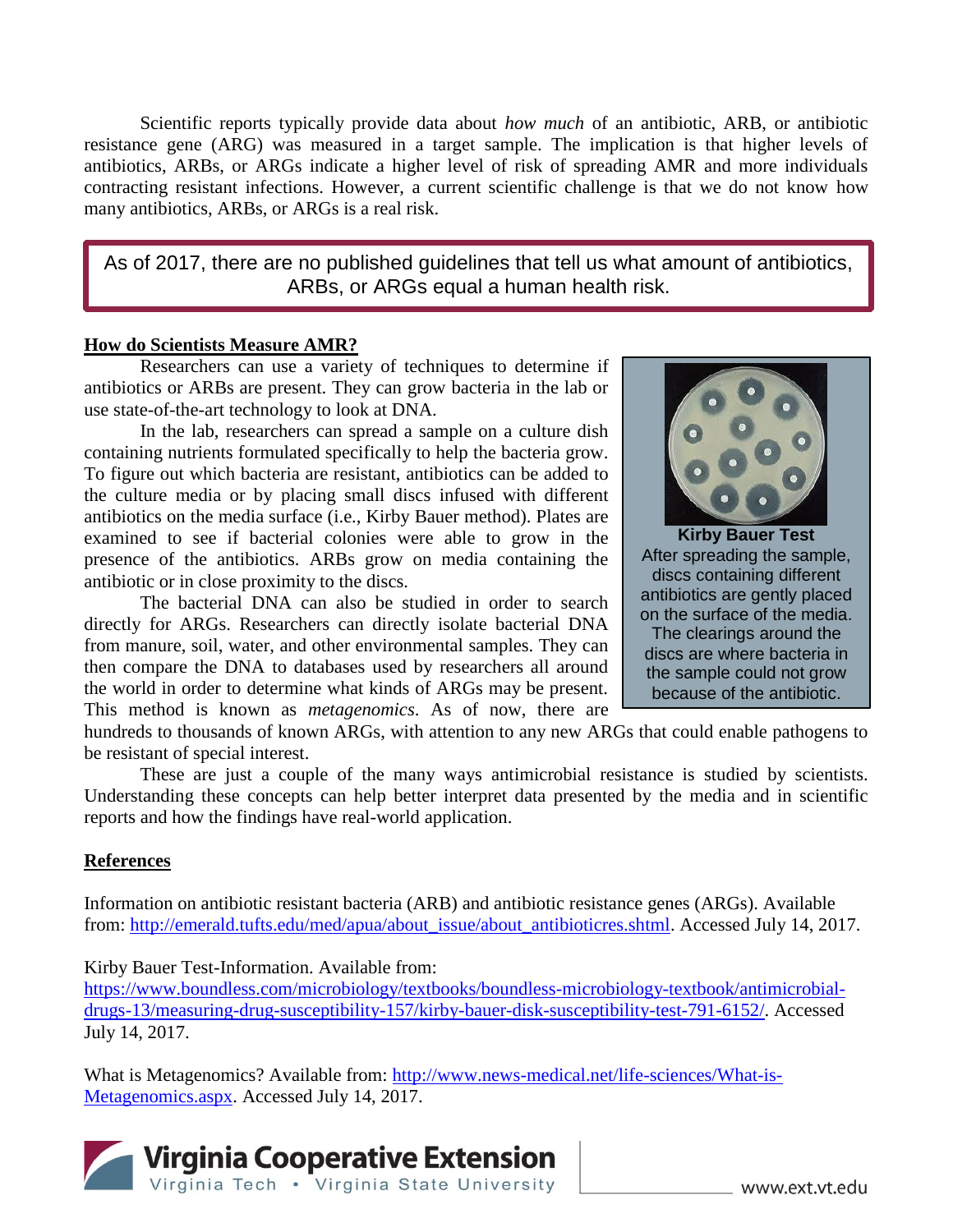Scientific reports typically provide data about *how much* of an antibiotic, ARB, or antibiotic resistance gene (ARG) was measured in a target sample. The implication is that higher levels of antibiotics, ARBs, or ARGs indicate a higher level of risk of spreading AMR and more individuals contracting resistant infections. However, a current scientific challenge is that we do not know how many antibiotics, ARBs, or ARGs is a real risk.

> As of 2017, there are no published guidelines that tell us what amount of antibiotics, ARBs, or ARGs equal a human health risk.

## How do Scientists Measure AMR?

Researchers can use a variety of techniques to determine if antibiotics or ARBs are present. They can grow bacteria in the lab or use state-of-the-art technology to look at DNA.

In the lab, researchers can spread a sample on a culture dish containing nutrients formulated specifically to help the bacteria grow. To figure out which bacteria are resistant, antibiotics can be added to the culture media or by placing small discs infused with different antibiotics on the media surface (i.e., Kirby Bauer method). Plates are examined to see if bacterial colonies were able to grow in the presence of the antibiotics. ARBs grow on media containing the antibiotic or in close proximity to the discs.

**Kirby Bauer Test**
After spreading the sample, discs containing different antibiotics are gently placed on the surface of the media. The clearings around the discs are where bacteria in the sample could not grow because of the antibiotic.

The bacterial DNA can also be studied in order to search directly for ARGs. Researchers can directly isolate bacterial DNA from manure, soil, water, and other environmental samples. They can then compare the DNA to databases used by researchers all around the world in order to determine what kinds of ARGs may be present. This method is known as *metagenomics*. As of now, there are hundreds to thousands of known ARGs, with attention to any new ARGs that could enable pathogens to be resistant of special interest.

These are just a couple of the many ways antimicrobial resistance is studied by scientists. Understanding these concepts can help better interpret data presented by the media and in scientific reports and how the findings have real-world application.

## References

Information on antibiotic resistant bacteria (ARB) and antibiotic resistance genes (ARGs). Available from: http://emerald.tufts.edu/med/apua/about_issue/about_antibioticres.shtml. Accessed July 14, 2017.

Kirby Bauer Test-Information. Available from: https://www.boundless.com/microbiology/textbooks/boundless-microbiology-textbook/antimicrobial-drugs-13/measuring-drug-susceptibility-157/kirby-bauer-disk-susceptibility-test-791-6152/. Accessed July 14, 2017.

What is Metagenomics? Available from: http://www.news-medical.net/life-sciences/What-is-Metagenomics.aspx. Accessed July 14, 2017.

Virginia Cooperative Extension
Virginia Tech • Virginia State University

www.ext.vt.edu